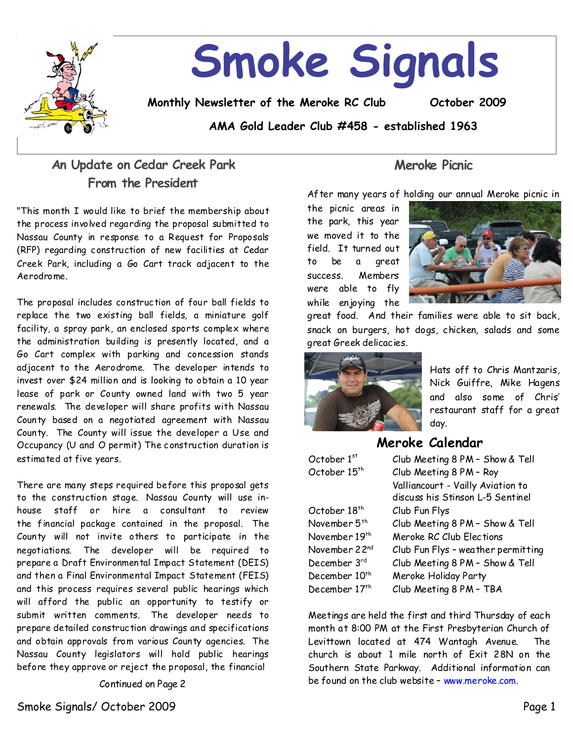# Smoke Signals

**Monthly Newsletter of the Meroke RC Club** October 2009

**AMA Gold Leader Club #458 - established 1963**

## An Update on Cedar Creek Park From the President

"This month I would like to brief the membership about the process involved regarding the proposal submitted to Nassau County in response to a Request for Proposals (RFP) regarding construction of new facilities at Cedar Creek Park, including a Go Cart track adjacent to the Aerodrome.

The proposal includes construction of four ball fields to replace the two existing ball fields, a miniature golf facility, a spray park, an enclosed sports complex where the administration building is presently located, and a Go Cart complex with parking and concession stands adjacent to the Aerodrome. The developer intends to invest over $24 million and is looking to obtain a 10 year lease of park or County owned land with two 5 year renewals. The developer will share profits with Nassau County based on a negotiated agreement with Nassau County. The County will issue the developer a Use and Occupancy (U and O permit) The construction duration is estimated at five years.

There are many steps required before this proposal gets to the construction stage. Nassau County will use in-house staff or hire a consultant to review the financial package contained in the proposal. The County will not invite others to participate in the negotiations. The developer will be required to prepare a Draft Environmental Impact Statement (DEIS) and then a Final Environmental Impact Statement (FEIS) and this process requires several public hearings which will afford the public an opportunity to testify or submit written comments. The developer needs to prepare detailed construction drawings and specifications and obtain approvals from various County agencies. The Nassau County legislators will hold public hearings before they approve or reject the proposal, the financial

Continued on Page 2

## Meroke Picnic

After many years of holding our annual Meroke picnic in the picnic areas in the park, this year we moved it to the field. It turned out to be a great success. Members were able to fly while enjoying the great food. And their families were able to sit back, snack on burgers, hot dogs, chicken, salads and some great Greek delicacies.

Hats off to Chris Mantzaris, Nick Guiffre, Mike Hagens and also some of Chris' restaurant staff for a great day.

## Meroke Calendar

| | |
|---|---|
| October 1st | Club Meeting 8 PM – Show & Tell |
| October 15th | Club Meeting 8 PM – Roy Valliancourt - Vailly Aviation to discuss his Stinson L-5 Sentinel |
| October 18th | Club Fun Flys |
| November 5th | Club Meeting 8 PM – Show & Tell |
| November 19th | Meroke RC Club Elections |
| November 22nd | Club Fun Flys – weather permitting |
| December 3rd | Club Meeting 8 PM – Show & Tell |
| December 10th | Meroke Holiday Party |
| December 17th | Club Meeting 8 PM – TBA |

Meetings are held the first and third Thursday of each month at 8:00 PM at the First Presbyterian Church of Levittown located at 474 Wantagh Avenue. The church is about 1 mile north of Exit 28N on the Southern State Parkway. Additional information can be found on the club website – www.meroke.com.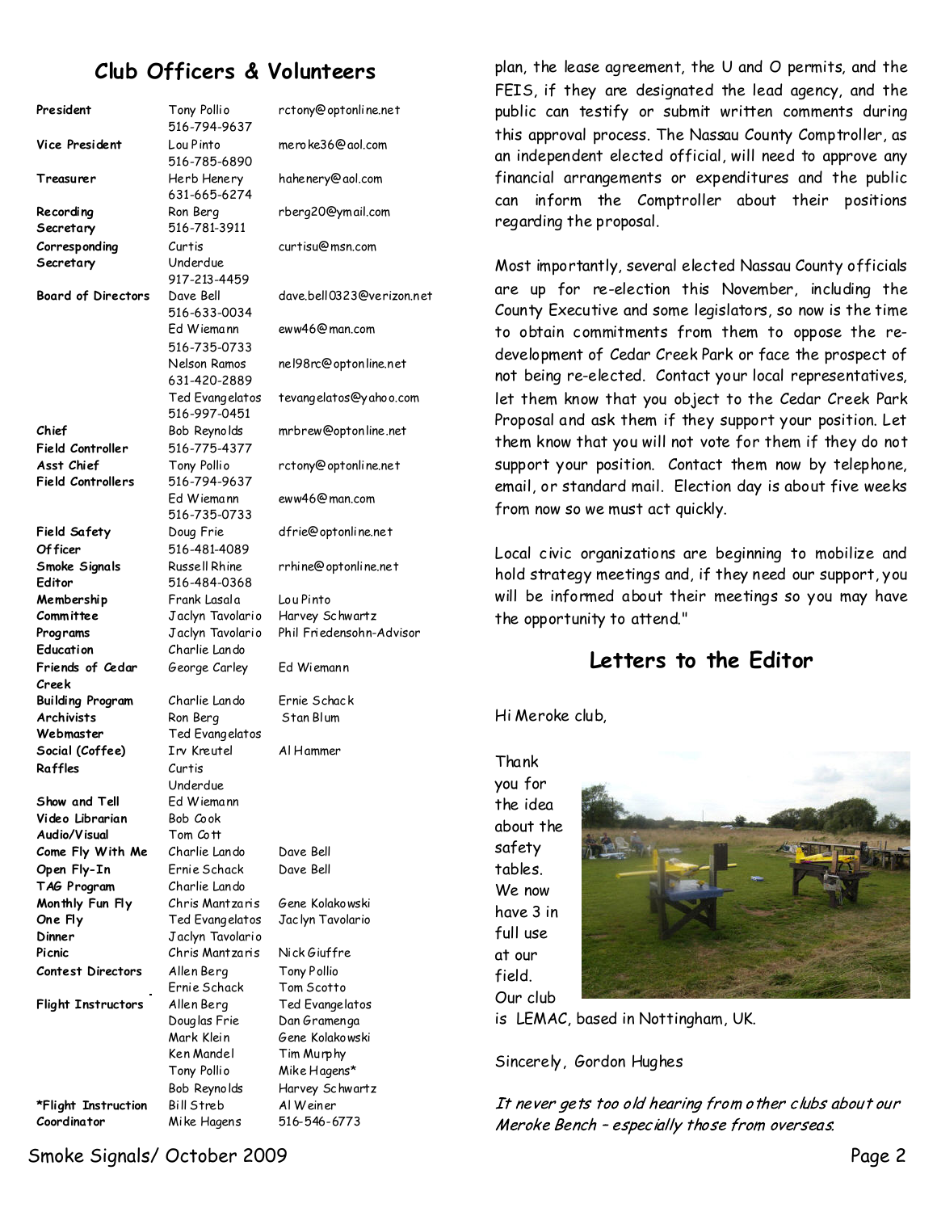## Club Officers & Volunteers

| | | |
|---|---|---|
| **President** | Tony Pollio 516-794-9637 | rctony@optonline.net |
| **Vice President** | Lou Pinto 516-785-6890 | meroke36@aol.com |
| **Treasurer** | Herb Henery 631-665-6274 | hahenery@aol.com |
| **Recording Secretary** | Ron Berg 516-781-3911 | rberg20@ymail.com |
| **Corresponding Secretary** | Curtis Underdue 917-213-4459 | curtisu@msn.com |
| **Board of Directors** | Dave Bell 516-633-0034 | dave.bell0323@verizon.net |
| | Ed Wiemann 516-735-0733 | eww46@man.com |
| | Nelson Ramos 631-420-2889 | nel98rc@optonline.net |
| | Ted Evangelatos 516-997-0451 | tevangelatos@yahoo.com |
| **Chief Field Controller** | Bob Reynolds 516-775-4377 | mrbrew@optonline.net |
| **Asst Chief Field Controllers** | Tony Pollio 516-794-9637 | rctony@optonline.net |
| | Ed Wiemann 516-735-0733 | eww46@man.com |
| **Field Safety Officer** | Doug Frie 516-481-4089 | dfrie@optonline.net |
| **Smoke Signals Editor** | Russell Rhine 516-484-0368 | rrhine@optonline.net |
| **Membership Committee** | Frank Lasala<br>Jaclyn Tavolario | Lou Pinto<br>Harvey Schwartz |
| **Programs** | Jaclyn Tavolario | Phil Friedensohn-Advisor |
| **Education** | Charlie Lando | |
| **Friends of Cedar Creek** | George Carley | Ed Wiemann |
| **Building Program** | Charlie Lando | Ernie Schack |
| **Archivists** | Ron Berg | Stan Blum |
| **Webmaster** | Ted Evangelatos | |
| **Social (Coffee)** | Irv Kreutel | Al Hammer |
| **Raffles** | Curtis Underdue | |
| **Show and Tell** | Ed Wiemann | |
| **Video Librarian** | Bob Cook | |
| **Audio/Visual** | Tom Cott | |
| **Come Fly With Me** | Charlie Lando | Dave Bell |
| **Open Fly-In** | Ernie Schack | Dave Bell |
| **TAG Program** | Charlie Lando | |
| **Monthly Fun Fly** | Chris Mantzaris | Gene Kolakowski |
| **One Fly** | Ted Evangelatos | Jaclyn Tavolario |
| **Dinner** | Jaclyn Tavolario | |
| **Picnic** | Chris Mantzaris | Nick Giuffre |
| **Contest Directors** | Allen Berg<br>Ernie Schack | Tony Pollio<br>Tom Scotto |
| **Flight Instructors** | Allen Berg<br>Douglas Frie<br>Mark Klein<br>Ken Mandel<br>Tony Pollio<br>Bob Reynolds<br>Bill Streb | Ted Evangelatos<br>Dan Gramenga<br>Gene Kolakowski<br>Tim Murphy<br>Mike Hagens*<br>Harvey Schwartz<br>Al Weiner |
| **\*Flight Instruction Coordinator** | Mike Hagens | 516-546-6773 |

plan, the lease agreement, the U and O permits, and the FEIS, if they are designated the lead agency, and the public can testify or submit written comments during this approval process. The Nassau County Comptroller, as an independent elected official, will need to approve any financial arrangements or expenditures and the public can inform the Comptroller about their positions regarding the proposal.

Most importantly, several elected Nassau County officials are up for re-election this November, including the County Executive and some legislators, so now is the time to obtain commitments from them to oppose the re-development of Cedar Creek Park or face the prospect of not being re-elected. Contact your local representatives, let them know that you object to the Cedar Creek Park Proposal and ask them if they support your position. Let them know that you will not vote for them if they do not support your position. Contact them now by telephone, email, or standard mail. Election day is about five weeks from now so we must act quickly.

Local civic organizations are beginning to mobilize and hold strategy meetings and, if they need our support, you will be informed about their meetings so you may have the opportunity to attend."

## Letters to the Editor

Hi Meroke club,

Thank you for the idea about the safety tables. We now have 3 in full use at our field. Our club is LEMAC, based in Nottingham, UK.

Sincerely, Gordon Hughes

*It never gets too old hearing from other clubs about our Meroke Bench – especially those from overseas.*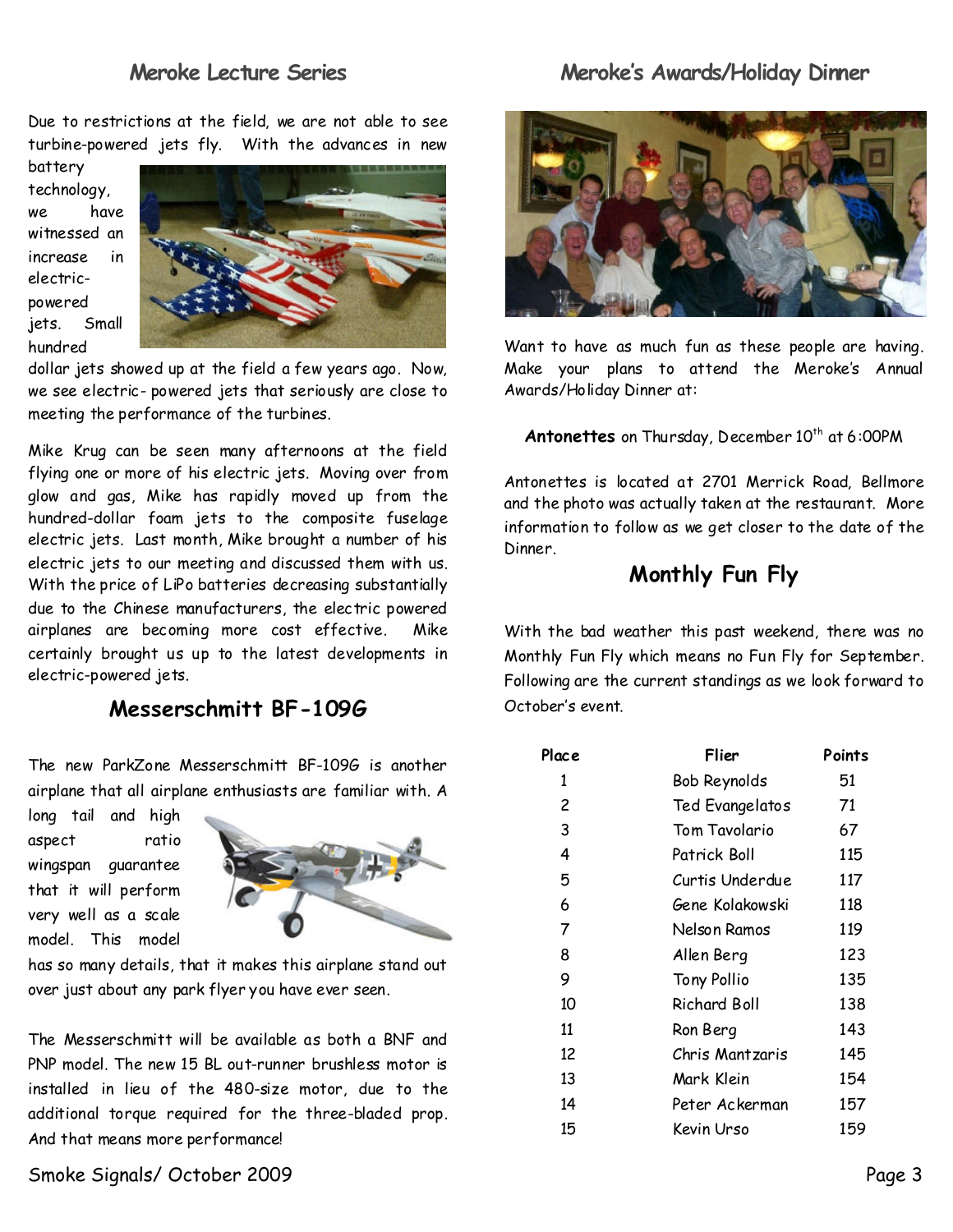## Meroke Lecture Series

Due to restrictions at the field, we are not able to see turbine-powered jets fly. With the advances in new battery technology, we have witnessed an increase in electric-powered jets. Small hundred dollar jets showed up at the field a few years ago. Now, we see electric- powered jets that seriously are close to meeting the performance of the turbines.

Mike Krug can be seen many afternoons at the field flying one or more of his electric jets. Moving over from glow and gas, Mike has rapidly moved up from the hundred-dollar foam jets to the composite fuselage electric jets. Last month, Mike brought a number of his electric jets to our meeting and discussed them with us. With the price of LiPo batteries decreasing substantially due to the Chinese manufacturers, the electric powered airplanes are becoming more cost effective. Mike certainly brought us up to the latest developments in electric-powered jets.

## Messerschmitt BF-109G

The new ParkZone Messerschmitt BF-109G is another airplane that all airplane enthusiasts are familiar with. A long tail and high aspect ratio wingspan guarantee that it will perform very well as a scale model. This model has so many details, that it makes this airplane stand out over just about any park flyer you have ever seen.

The Messerschmitt will be available as both a BNF and PNP model. The new 15 BL out-runner brushless motor is installed in lieu of the 480-size motor, due to the additional torque required for the three-bladed prop. And that means more performance!

## Meroke's Awards/Holiday Dinner

Want to have as much fun as these people are having. Make your plans to attend the Meroke's Annual Awards/Holiday Dinner at:

**Antonettes** on Thursday, December 10th at 6:00PM

Antonettes is located at 2701 Merrick Road, Bellmore and the photo was actually taken at the restaurant. More information to follow as we get closer to the date of the Dinner.

## Monthly Fun Fly

With the bad weather this past weekend, there was no Monthly Fun Fly which means no Fun Fly for September. Following are the current standings as we look forward to October's event.

| Place | Flier | Points |
|---|---|---|
| 1 | Bob Reynolds | 51 |
| 2 | Ted Evangelatos | 71 |
| 3 | Tom Tavolario | 67 |
| 4 | Patrick Boll | 115 |
| 5 | Curtis Underdue | 117 |
| 6 | Gene Kolakowski | 118 |
| 7 | Nelson Ramos | 119 |
| 8 | Allen Berg | 123 |
| 9 | Tony Pollio | 135 |
| 10 | Richard Boll | 138 |
| 11 | Ron Berg | 143 |
| 12 | Chris Mantzaris | 145 |
| 13 | Mark Klein | 154 |
| 14 | Peter Ackerman | 157 |
| 15 | Kevin Urso | 159 |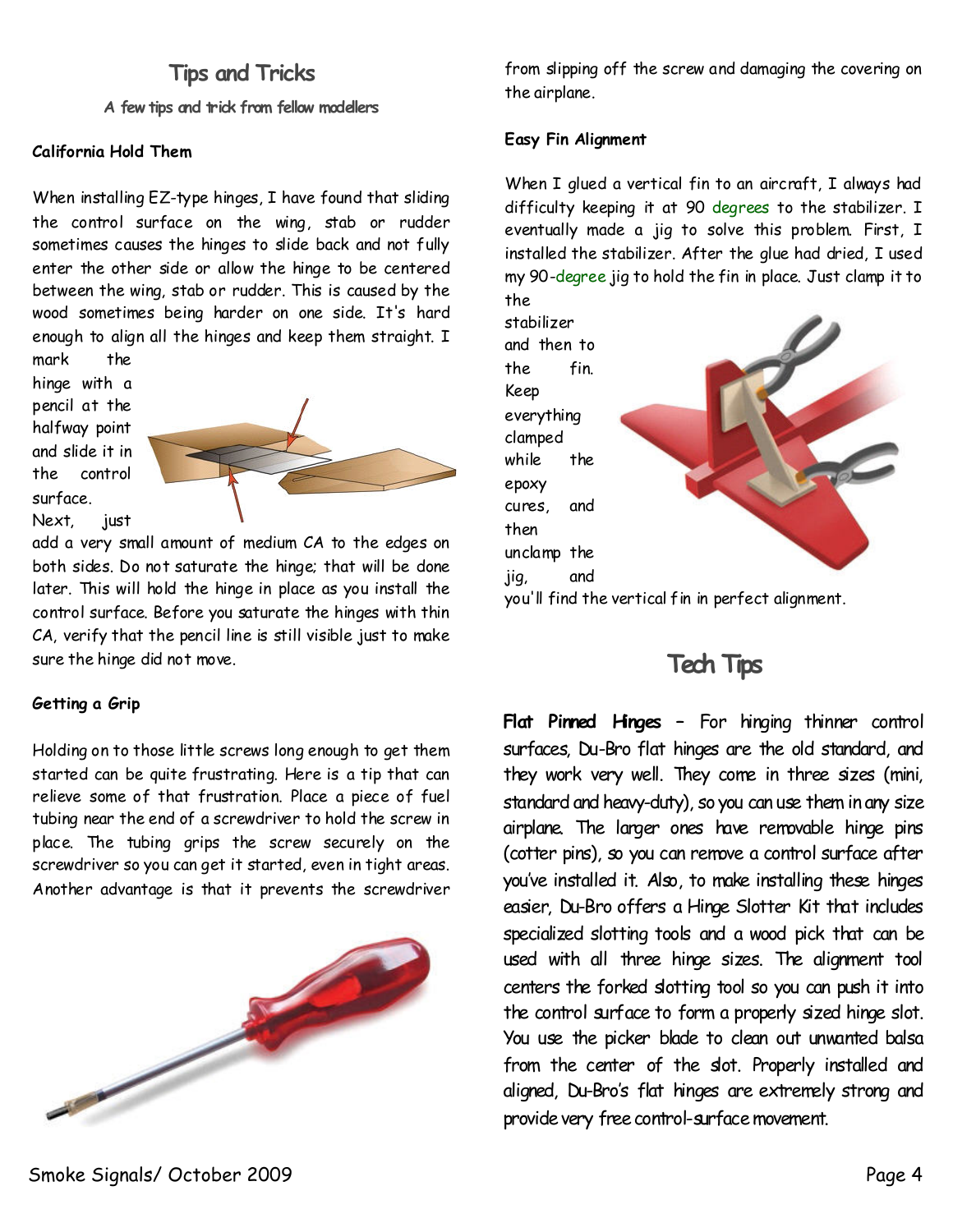## Tips and Tricks

*A few tips and trick from fellow modellers*

### California Hold Them

When installing EZ-type hinges, I have found that sliding the control surface on the wing, stab or rudder sometimes causes the hinges to slide back and not fully enter the other side or allow the hinge to be centered between the wing, stab or rudder. This is caused by the wood sometimes being harder on one side. It's hard enough to align all the hinges and keep them straight. I mark the hinge with a pencil at the halfway point and slide it in the control surface. Next, just add a very small amount of medium CA to the edges on both sides. Do not saturate the hinge; that will be done later. This will hold the hinge in place as you install the control surface. Before you saturate the hinges with thin CA, verify that the pencil line is still visible just to make sure the hinge did not move.

### Getting a Grip

Holding on to those little screws long enough to get them started can be quite frustrating. Here is a tip that can relieve some of that frustration. Place a piece of fuel tubing near the end of a screwdriver to hold the screw in place. The tubing grips the screw securely on the screwdriver so you can get it started, even in tight areas. Another advantage is that it prevents the screwdriver from slipping off the screw and damaging the covering on the airplane.

### Easy Fin Alignment

When I glued a vertical fin to an aircraft, I always had difficulty keeping it at 90 degrees to the stabilizer. I eventually made a jig to solve this problem. First, I installed the stabilizer. After the glue had dried, I used my 90-degree jig to hold the fin in place. Just clamp it to the stabilizer and then to the fin. Keep everything clamped while the epoxy cures, and then unclamp the jig, and you'll find the vertical fin in perfect alignment.

## Tech Tips

**Flat Pinned Hinges** – For hinging thinner control surfaces, Du-Bro flat hinges are the old standard, and they work very well. They come in three sizes (mini, standard and heavy-duty), so you can use them in any size airplane. The larger ones have removable hinge pins (cotter pins), so you can remove a control surface after you've installed it. Also, to make installing these hinges easier, Du-Bro offers a Hinge Slotter Kit that includes specialized slotting tools and a wood pick that can be used with all three hinge sizes. The alignment tool centers the forked slotting tool so you can push it into the control surface to form a properly sized hinge slot. You use the picker blade to clean out unwanted balsa from the center of the slot. Properly installed and aligned, Du-Bro's flat hinges are extremely strong and provide very free control-surface movement.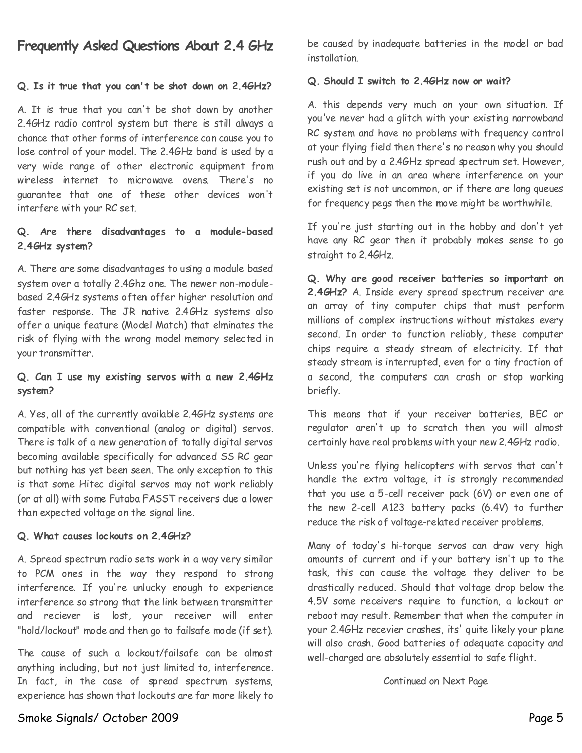# Frequently Asked Questions About 2.4 GHz

**Q. Is it true that you can't be shot down on 2.4GHz?**

A. It is true that you can't be shot down by another 2.4GHz radio control system but there is still always a chance that other forms of interference can cause you to lose control of your model. The 2.4GHz band is used by a very wide range of other electronic equipment from wireless internet to microwave ovens. There's no guarantee that one of these other devices won't interfere with your RC set.

**Q. Are there disadvantages to a module-based 2.4GHz system?**

A. There are some disadvantages to using a module based system over a totally 2.4Ghz one. The newer non-module-based 2.4GHz systems often offer higher resolution and faster response. The JR native 2.4GHz systems also offer a unique feature (Model Match) that elminates the risk of flying with the wrong model memory selected in your transmitter.

**Q. Can I use my existing servos with a new 2.4GHz system?**

A. Yes, all of the currently available 2.4GHz systems are compatible with conventional (analog or digital) servos. There is talk of a new generation of totally digital servos becoming available specifically for advanced SS RC gear but nothing has yet been seen. The only exception to this is that some Hitec digital servos may not work reliably (or at all) with some Futaba FASST receivers due a lower than expected voltage on the signal line.

**Q. What causes lockouts on 2.4GHz?**

A. Spread spectrum radio sets work in a way very similar to PCM ones in the way they respond to strong interference. If you're unlucky enough to experience interference so strong that the link between transmitter and reciever is lost, your receiver will enter "hold/lockout" mode and then go to failsafe mode (if set).

The cause of such a lockout/failsafe can be almost anything including, but not just limited to, interference. In fact, in the case of spread spectrum systems, experience has shown that lockouts are far more likely to be caused by inadequate batteries in the model or bad installation.

**Q. Should I switch to 2.4GHz now or wait?**

A. this depends very much on your own situation. If you've never had a glitch with your existing narrowband RC system and have no problems with frequency control at your flying field then there's no reason why you should rush out and by a 2.4GHz spread spectrum set. However, if you do live in an area where interference on your existing set is not uncommon, or if there are long queues for frequency pegs then the move might be worthwhile.

If you're just starting out in the hobby and don't yet have any RC gear then it probably makes sense to go straight to 2.4GHz.

**Q. Why are good receiver batteries so important on 2.4GHz?** A. Inside every spread spectrum receiver are an array of tiny computer chips that must perform millions of complex instructions without mistakes every second. In order to function reliably, these computer chips require a steady stream of electricity. If that steady stream is interrupted, even for a tiny fraction of a second, the computers can crash or stop working briefly.

This means that if your receiver batteries, BEC or regulator aren't up to scratch then you will almost certainly have real problems with your new 2.4GHz radio.

Unless you're flying helicopters with servos that can't handle the extra voltage, it is strongly recommended that you use a 5-cell receiver pack (6V) or even one of the new 2-cell A123 battery packs (6.4V) to further reduce the risk of voltage-related receiver problems.

Many of today's hi-torque servos can draw very high amounts of current and if your battery isn't up to the task, this can cause the voltage they deliver to be drastically reduced. Should that voltage drop below the 4.5V some receivers require to function, a lockout or reboot may result. Remember that when the computer in your 2.4GHz recevier crashes, its' quite likely your plane will also crash. Good batteries of adequate capacity and well-charged are absolutely essential to safe flight.

Continued on Next Page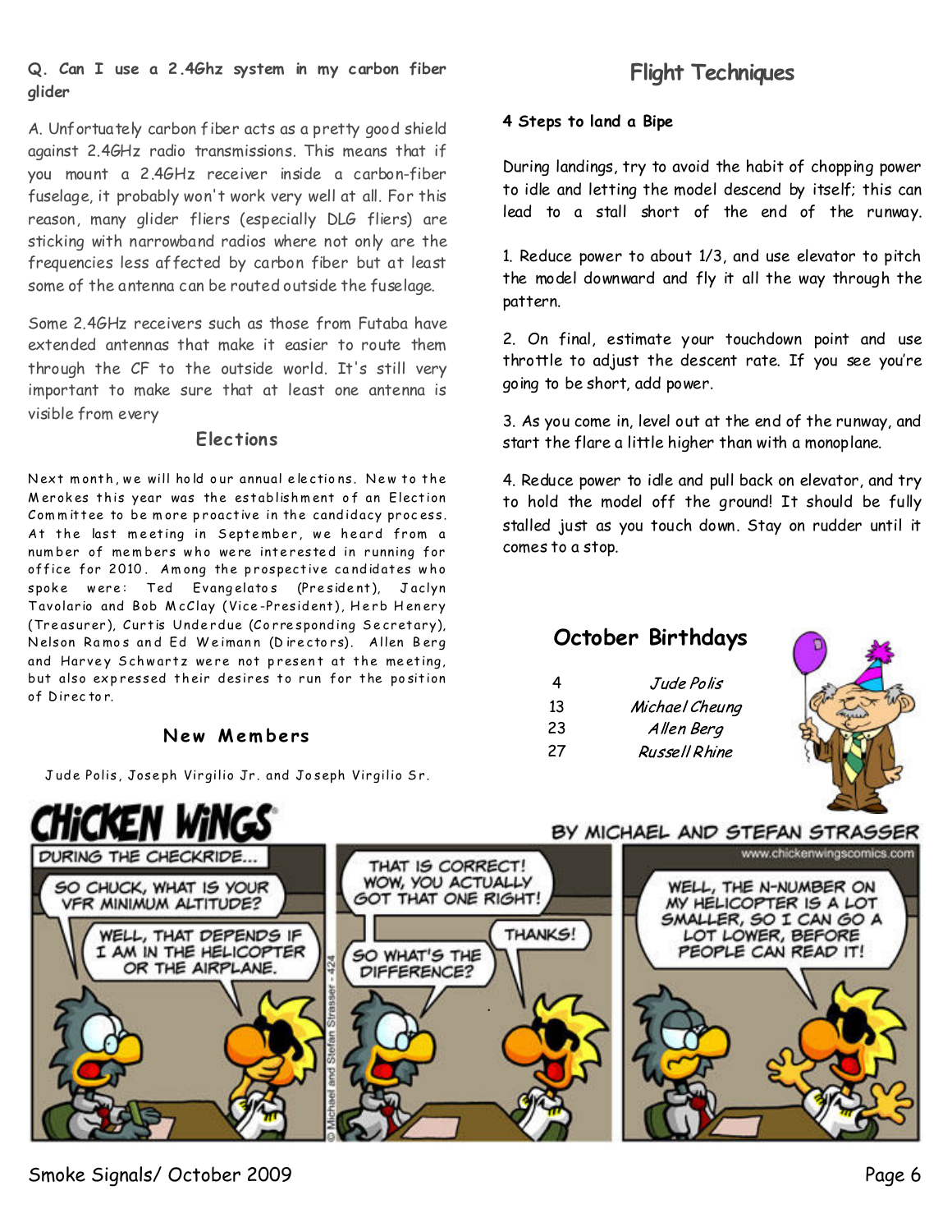**Q. Can I use a 2.4Ghz system in my carbon fiber glider**

A. Unfortuately carbon fiber acts as a pretty good shield against 2.4GHz radio transmissions. This means that if you mount a 2.4GHz receiver inside a carbon-fiber fuselage, it probably won't work very well at all. For this reason, many glider fliers (especially DLG fliers) are sticking with narrowband radios where not only are the frequencies less affected by carbon fiber but at least some of the antenna can be routed outside the fuselage.

Some 2.4GHz receivers such as those from Futaba have extended antennas that make it easier to route them through the CF to the outside world. It's still very important to make sure that at least one antenna is visible from every

## Elections

Next month, we will hold our annual elections. New to the Merokes this year was the establishment of an Election Committee to be more proactive in the candidacy process. At the last meeting in September, we heard from a number of members who were interested in running for office for 2010. Among the prospective candidates who spoke were: Ted Evangelatos (President), Jaclyn Tavolario and Bob McClay (Vice-President), Herb Henery (Treasurer), Curtis Underdue (Corresponding Secretary), Nelson Ramos and Ed Weimann (Directors). Allen Berg and Harvey Schwartz were not present at the meeting, but also expressed their desires to run for the position of Director.

## New Members

Jude Polis, Joseph Virgilio Jr. and Joseph Virgilio Sr.

## Flight Techniques

**4 Steps to land a Bipe**

During landings, try to avoid the habit of chopping power to idle and letting the model descend by itself; this can lead to a stall short of the end of the runway.

1. Reduce power to about 1/3, and use elevator to pitch the model downward and fly it all the way through the pattern.

2. On final, estimate your touchdown point and use throttle to adjust the descent rate. If you see you're going to be short, add power.

3. As you come in, level out at the end of the runway, and start the flare a little higher than with a monoplane.

4. Reduce power to idle and pull back on elevator, and try to hold the model off the ground! It should be fully stalled just as you touch down. Stay on rudder until it comes to a stop.

## October Birthdays

| | |
|---|---|
| 4 | *Jude Polis* |
| 13 | *Michael Cheung* |
| 23 | *Allen Berg* |
| 27 | *Russell Rhine* |